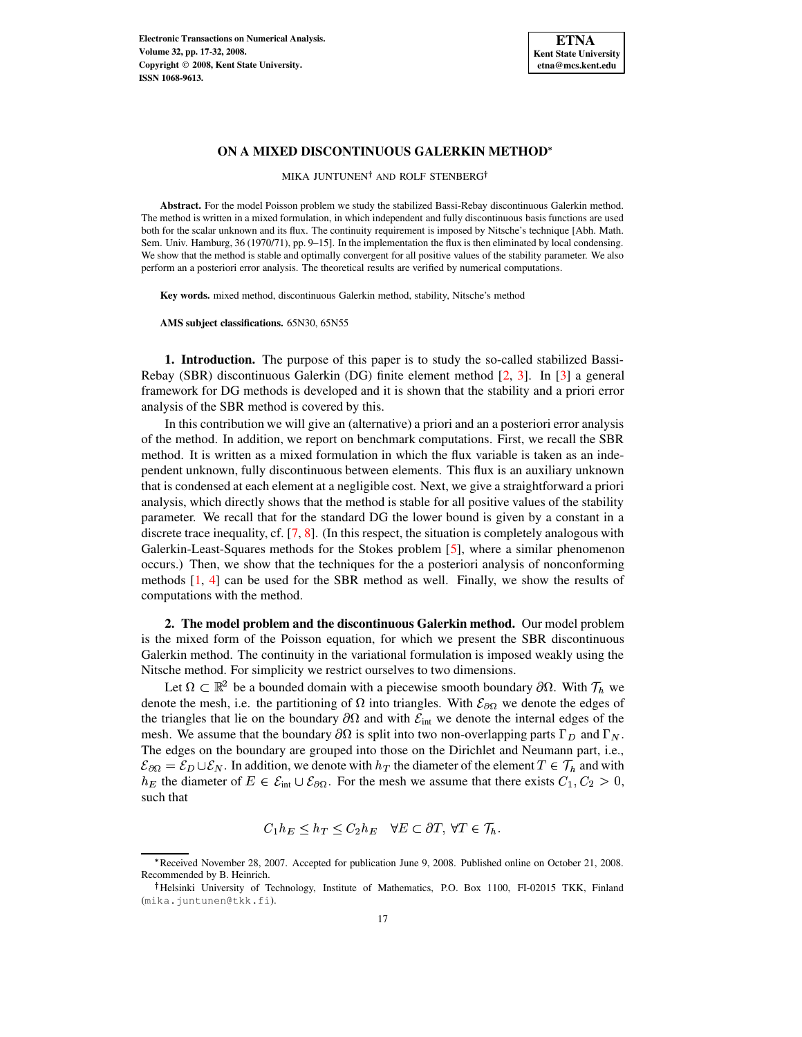# ON A MIXED DISCONTINUOUS GALERKIN METHOD*

MIKA JUNTUNEN† AND ROLF STENBERG†

**Abstract.** For the model Poisson problem we study the stabilized Bassi-Rebay discontinuous Galerkin method. The method is written in a mixed formulation, in which independent and fully discontinuous basis functions are used both for the scalar unknown and its flux. The continuity requirement is imposed by Nitsche's technique [Abh. Math. Sem. Univ. Hamburg, 36 (1970/71), pp. 9–15]. In the implementation the flux is then eliminated by local condensing. We show that the method is stable and optimally convergent for all positive values of the stability parameter. We also perform an a posteriori error analysis. The theoretical results are verified by numerical computations.

**Key words.** mixed method, discontinuous Galerkin method, stability, Nitsche's method

**AMS subject classifications.** 65N30, 65N55

**1. Introduction.** The purpose of this paper is to study the so-called stabilized Bassi-Rebay (SBR) discontinuous Galerkin (DG) finite element method [2, 3]. In [3] a general framework for DG methods is developed and it is shown that the stability and a priori error analysis of the SBR method is covered by this.

In this contribution we will give an (alternative) a priori and an a posteriori error analysis of the method. In addition, we report on benchmark computations. First, we recall the SBR method. It is written as a mixed formulation in which the flux variable is taken as an independent unknown, fully discontinuous between elements. This flux is an auxiliary unknown that is condensed at each element at a negligible cost. Next, we give a straightforward a priori analysis, which directly shows that the method is stable for all positive values of the stability parameter. We recall that for the standard DG the lower bound is given by a constant in a discrete trace inequality, cf. [7, 8]. (In this respect, the situation is completely analogous with Galerkin-Least-Squares methods for the Stokes problem [5], where a similar phenomenon occurs.) Then, we show that the techniques for the a posteriori analysis of nonconforming methods [1, 4] can be used for the SBR method as well. Finally, we show the results of computations with the method.

**2. The model problem and the discontinuous Galerkin method.** Our model problem is the mixed form of the Poisson equation, for which we present the SBR discontinuous Galerkin method. The continuity in the variational formulation is imposed weakly using the Nitsche method. For simplicity we restrict ourselves to two dimensions.

Let $\Omega \subset \mathbb{R}^2$ be a bounded domain with a piecewise smooth boundary $\partial\Omega$. With $\mathcal{T}_h$ we denote the mesh, i.e. the partitioning of $\Omega$ into triangles. With $\mathcal{E}_{\partial\Omega}$ we denote the edges of the triangles that lie on the boundary $\partial\Omega$ and with $\mathcal{E}_{\text{int}}$ we denote the internal edges of the mesh. We assume that the boundary $\partial\Omega$ is split into two non-overlapping parts $\Gamma_D$ and $\Gamma_N$. The edges on the boundary are grouped into those on the Dirichlet and Neumann part, i.e., $\mathcal{E}_{\partial\Omega} = \mathcal{E}_D \cup \mathcal{E}_N$. In addition, we denote with $h_T$ the diameter of the element $T \in \mathcal{T}_h$ and with $h_E$ the diameter of $E \in \mathcal{E}_{\text{int}} \cup \mathcal{E}_{\partial\Omega}$. For the mesh we assume that there exists $C_1, C_2 > 0$, such that

$$C_1 h_E \leq h_T \leq C_2 h_E \quad \forall E \subset \partial T,\ \forall T \in \mathcal{T}_h.$$

---

*Received November 28, 2007. Accepted for publication June 9, 2008. Published online on October 21, 2008. Recommended by B. Heinrich.

†Helsinki University of Technology, Institute of Mathematics, P.O. Box 1100, FI-02015 TKK, Finland (mika.juntunen@tkk.fi).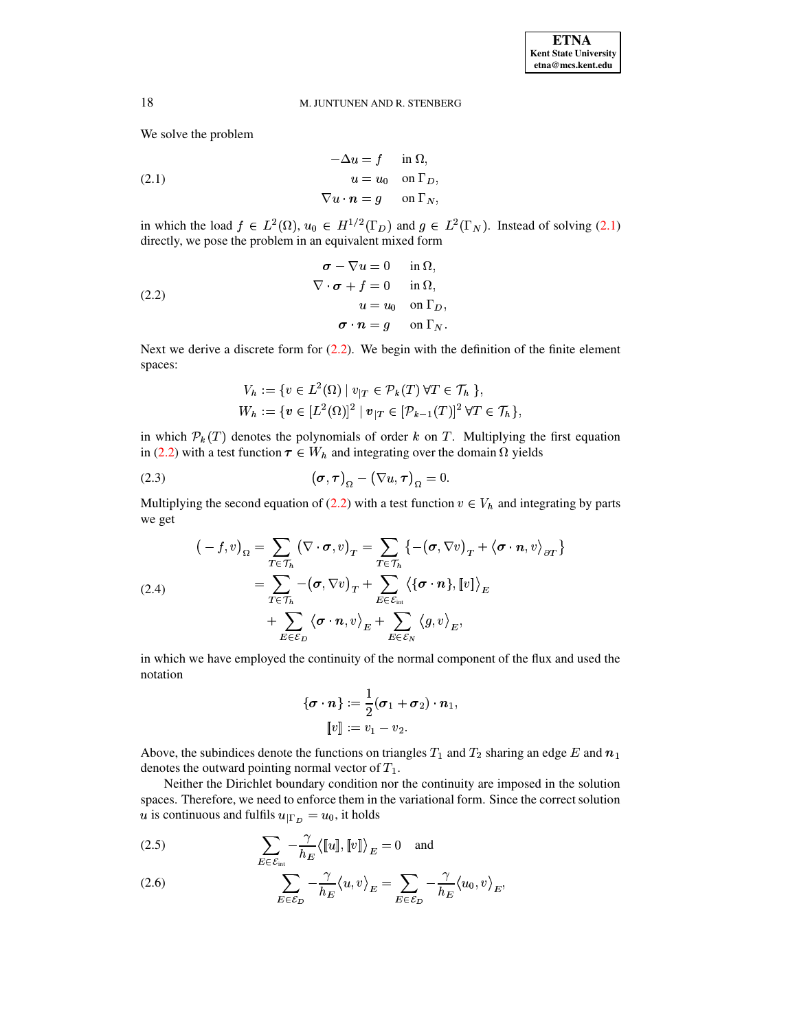We solve the problem

$$
\begin{aligned}
-\Delta u &= f \quad \text{in } \Omega, \\
u &= u_0 \quad \text{on } \Gamma_D, \\
\nabla u \cdot \boldsymbol{n} &= g \quad \text{on } \Gamma_N,
\end{aligned}
\tag{2.1}
$$

in which the load $f \in L^2(\Omega)$, $u_0 \in H^{1/2}(\Gamma_D)$ and $g \in L^2(\Gamma_N)$. Instead of solving (2.1) directly, we pose the problem in an equivalent mixed form

$$
\begin{aligned}
\boldsymbol{\sigma} - \nabla u &= 0 \quad \text{in } \Omega, \\
\nabla \cdot \boldsymbol{\sigma} + f &= 0 \quad \text{in } \Omega, \\
u &= u_0 \quad \text{on } \Gamma_D, \\
\boldsymbol{\sigma} \cdot \boldsymbol{n} &= g \quad \text{on } \Gamma_N.
\end{aligned}
\tag{2.2}
$$

Next we derive a discrete form for (2.2). We begin with the definition of the finite element spaces:

$$
\begin{aligned}
V_h &:= \{ v \in L^2(\Omega) \mid v_{|T} \in \mathcal{P}_k(T) \, \forall T \in \mathcal{T}_h \}, \\
W_h &:= \{ \boldsymbol{v} \in [L^2(\Omega)]^2 \mid \boldsymbol{v}_{|T} \in [\mathcal{P}_{k-1}(T)]^2 \, \forall T \in \mathcal{T}_h \},
\end{aligned}
$$

in which $\mathcal{P}_k(T)$ denotes the polynomials of order $k$ on $T$. Multiplying the first equation in (2.2) with a test function $\boldsymbol{\tau} \in W_h$ and integrating over the domain $\Omega$ yields

$$
\big(\boldsymbol{\sigma}, \boldsymbol{\tau}\big)_\Omega - \big(\nabla u, \boldsymbol{\tau}\big)_\Omega = 0. \tag{2.3}
$$

Multiplying the second equation of (2.2) with a test function $v \in V_h$ and integrating by parts we get

$$
\begin{aligned}
\big(-f, v\big)_\Omega &= \sum_{T \in \mathcal{T}_h} \big(\nabla \cdot \boldsymbol{\sigma}, v\big)_T = \sum_{T \in \mathcal{T}_h} \big\{ -\big(\boldsymbol{\sigma}, \nabla v\big)_T + \big\langle \boldsymbol{\sigma} \cdot \boldsymbol{n}, v \big\rangle_{\partial T} \big\} \\
&= \sum_{T \in \mathcal{T}_h} -\big(\boldsymbol{\sigma}, \nabla v\big)_T + \sum_{E \in \mathcal{E}_{\text{int}}} \big\langle \{\boldsymbol{\sigma} \cdot \boldsymbol{n}\}, [\![ v ]\!] \big\rangle_E \\
&\quad + \sum_{E \in \mathcal{E}_D} \big\langle \boldsymbol{\sigma} \cdot \boldsymbol{n}, v \big\rangle_E + \sum_{E \in \mathcal{E}_N} \big\langle g, v \big\rangle_E,
\end{aligned}
\tag{2.4}
$$

in which we have employed the continuity of the normal component of the flux and used the notation

$$
\begin{aligned}
\{\boldsymbol{\sigma} \cdot \boldsymbol{n}\} &:= \frac{1}{2}(\boldsymbol{\sigma}_1 + \boldsymbol{\sigma}_2) \cdot \boldsymbol{n}_1, \\
[\![ v ]\!] &:= v_1 - v_2.
\end{aligned}
$$

Above, the subindices denote the functions on triangles $T_1$ and $T_2$ sharing an edge $E$ and $\boldsymbol{n}_1$ denotes the outward pointing normal vector of $T_1$.

Neither the Dirichlet boundary condition nor the continuity are imposed in the solution spaces. Therefore, we need to enforce them in the variational form. Since the correct solution $u$ is continuous and fulfils $u_{|\Gamma_D} = u_0$, it holds

$$
\sum_{E \in \mathcal{E}_{\text{int}}} -\frac{\gamma}{h_E} \big\langle [\![ u ]\!], [\![ v ]\!] \big\rangle_E = 0 \quad \text{and} \tag{2.5}
$$

$$
\sum_{E \in \mathcal{E}_D} -\frac{\gamma}{h_E} \big\langle u, v \big\rangle_E = \sum_{E \in \mathcal{E}_D} -\frac{\gamma}{h_E} \big\langle u_0, v \big\rangle_E, \tag{2.6}
$$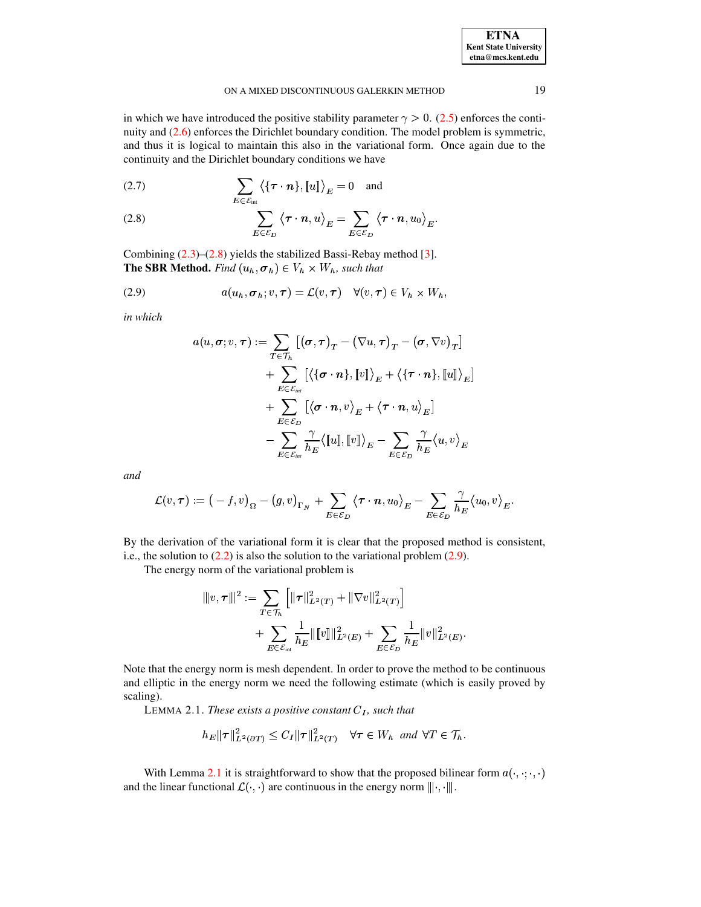in which we have introduced the positive stability parameter $\gamma > 0$. (2.5) enforces the continuity and (2.6) enforces the Dirichlet boundary condition. The model problem is symmetric, and thus it is logical to maintain this also in the variational form. Once again due to the continuity and the Dirichlet boundary conditions we have

$$\sum_{E \in \mathcal{E}_{\text{int}}} \langle \{\boldsymbol{\tau} \cdot \boldsymbol{n}\}, [u] \rangle_E = 0 \quad \text{and} \tag{2.7}$$

$$\sum_{E \in \mathcal{E}_D} \langle \boldsymbol{\tau} \cdot \boldsymbol{n}, u \rangle_E = \sum_{E \in \mathcal{E}_D} \langle \boldsymbol{\tau} \cdot \boldsymbol{n}, u_0 \rangle_E. \tag{2.8}$$

Combining (2.3)–(2.8) yields the stabilized Bassi-Rebay method [3].

**The SBR Method.** *Find* $(u_h, \boldsymbol{\sigma}_h) \in V_h \times W_h$*, such that*

$$a(u_h, \boldsymbol{\sigma}_h; v, \boldsymbol{\tau}) = \mathcal{L}(v, \boldsymbol{\tau}) \quad \forall (v, \boldsymbol{\tau}) \in V_h \times W_h, \tag{2.9}$$

*in which*

$$\begin{aligned}
a(u, \boldsymbol{\sigma}; v, \boldsymbol{\tau}) := & \sum_{T \in \mathcal{T}_h} \left[ (\boldsymbol{\sigma}, \boldsymbol{\tau})_T - (\nabla u, \boldsymbol{\tau})_T - (\boldsymbol{\sigma}, \nabla v)_T \right] \\
& + \sum_{E \in \mathcal{E}_{\text{int}}} \left[ \langle \{\boldsymbol{\sigma} \cdot \boldsymbol{n}\}, [\![ v ]\!] \rangle_E + \langle \{\boldsymbol{\tau} \cdot \boldsymbol{n}\}, [\![ u ]\!] \rangle_E \right] \\
& + \sum_{E \in \mathcal{E}_D} \left[ \langle \boldsymbol{\sigma} \cdot \boldsymbol{n}, v \rangle_E + \langle \boldsymbol{\tau} \cdot \boldsymbol{n}, u \rangle_E \right] \\
& - \sum_{E \in \mathcal{E}_{\text{int}}} \frac{\gamma}{h_E} \langle [\![ u ]\!], [\![ v ]\!] \rangle_E - \sum_{E \in \mathcal{E}_D} \frac{\gamma}{h_E} \langle u, v \rangle_E
\end{aligned}$$

*and*

$$\mathcal{L}(v, \boldsymbol{\tau}) := \left( -f, v \right)_\Omega - (g, v)_{\Gamma_N} + \sum_{E \in \mathcal{E}_D} \langle \boldsymbol{\tau} \cdot \boldsymbol{n}, u_0 \rangle_E - \sum_{E \in \mathcal{E}_D} \frac{\gamma}{h_E} \langle u_0, v \rangle_E.$$

By the derivation of the variational form it is clear that the proposed method is consistent, i.e., the solution to (2.2) is also the solution to the variational problem (2.9).

The energy norm of the variational problem is

$$\begin{aligned}
|\!|\!| v, \boldsymbol{\tau} |\!|\!|^2 := & \sum_{T \in \mathcal{T}_h} \left[ \|\boldsymbol{\tau}\|^2_{L^2(T)} + \|\nabla v\|^2_{L^2(T)} \right] \\
& + \sum_{E \in \mathcal{E}_{\text{int}}} \frac{1}{h_E} \|[\![ v ]\!]\|^2_{L^2(E)} + \sum_{E \in \mathcal{E}_D} \frac{1}{h_E} \|v\|^2_{L^2(E)}.
\end{aligned}$$

Note that the energy norm is mesh dependent. In order to prove the method to be continuous and elliptic in the energy norm we need the following estimate (which is easily proved by scaling).

LEMMA 2.1. *These exists a positive constant* $C_I$*, such that*

$$h_E \|\boldsymbol{\tau}\|^2_{L^2(\partial T)} \le C_I \|\boldsymbol{\tau}\|^2_{L^2(T)} \quad \forall \boldsymbol{\tau} \in W_h \text{ and } \forall T \in \mathcal{T}_h.$$

With Lemma 2.1 it is straightforward to show that the proposed bilinear form $a(\cdot, \cdot; \cdot, \cdot)$ and the linear functional $\mathcal{L}(\cdot, \cdot)$ are continuous in the energy norm $|\!|\!| \cdot, \cdot |\!|\!|$.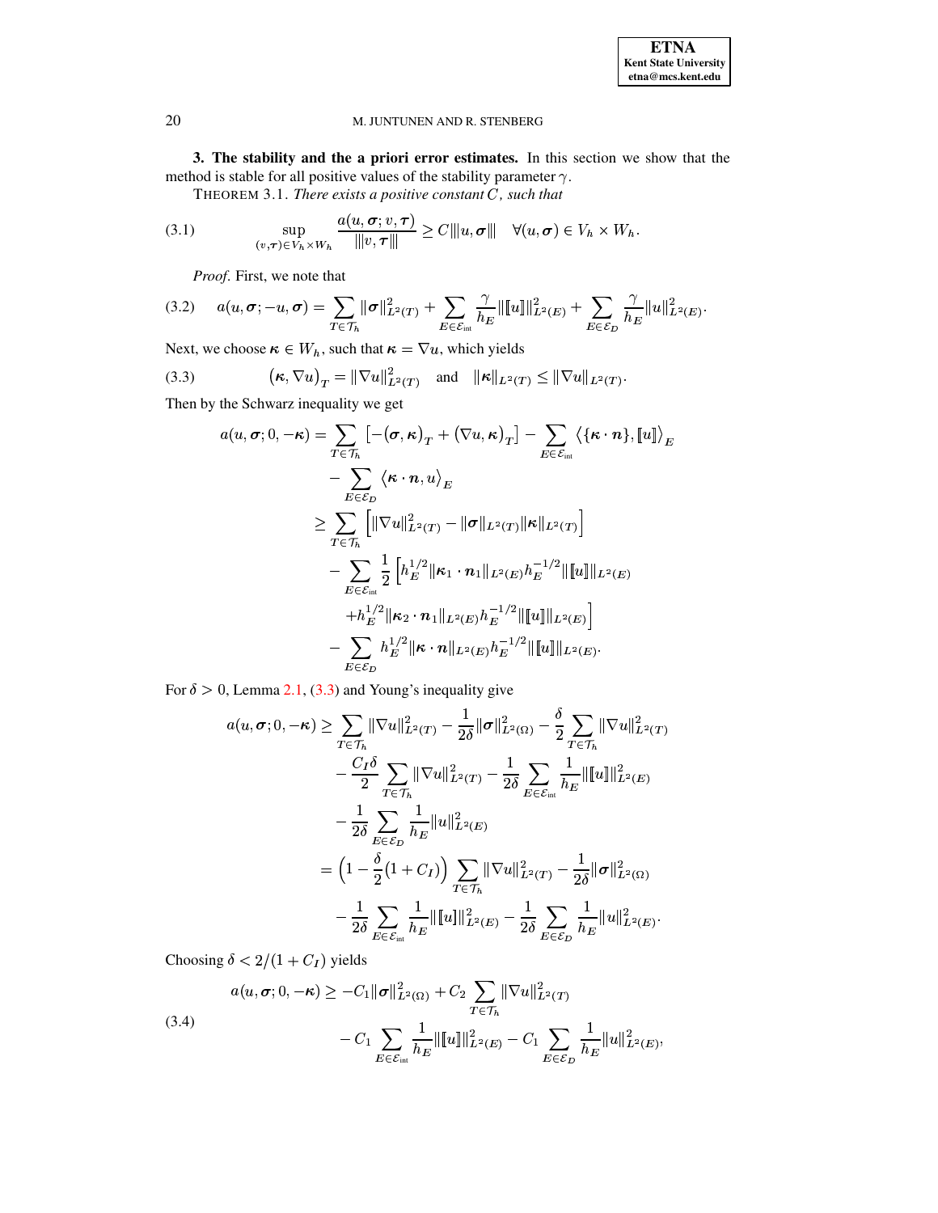**3. The stability and the a priori error estimates.** In this section we show that the method is stable for all positive values of the stability parameter $\gamma$.

THEOREM 3.1. *There exists a positive constant $C$, such that*

$$\sup_{(v,\boldsymbol{\tau})\in V_h\times W_h} \frac{a(u,\boldsymbol{\sigma};v,\boldsymbol{\tau})}{|||v,\boldsymbol{\tau}|||} \geq C|||u,\boldsymbol{\sigma}||| \quad \forall (u,\boldsymbol{\sigma})\in V_h\times W_h. \tag{3.1}$$

*Proof.* First, we note that

$$a(u,\boldsymbol{\sigma};-u,\boldsymbol{\sigma}) = \sum_{T\in\mathcal{T}_h} \|\boldsymbol{\sigma}\|^2_{L^2(T)} + \sum_{E\in\mathcal{E}_{\text{int}}} \frac{\gamma}{h_E}\|[\![u]\!]\|^2_{L^2(E)} + \sum_{E\in\mathcal{E}_D}\frac{\gamma}{h_E}\|u\|^2_{L^2(E)}. \tag{3.2}$$

Next, we choose $\boldsymbol{\kappa}\in W_h$, such that $\boldsymbol{\kappa}=\nabla u$, which yields

$$\big(\boldsymbol{\kappa},\nabla u\big)_T = \|\nabla u\|^2_{L^2(T)} \quad \text{and} \quad \|\boldsymbol{\kappa}\|_{L^2(T)}\leq \|\nabla u\|_{L^2(T)}. \tag{3.3}$$

Then by the Schwarz inequality we get

$$\begin{aligned}
a(u,\boldsymbol{\sigma};0,-\boldsymbol{\kappa}) &= \sum_{T\in\mathcal{T}_h}\Big[-\big(\boldsymbol{\sigma},\boldsymbol{\kappa}\big)_T + \big(\nabla u,\boldsymbol{\kappa}\big)_T\Big] - \sum_{E\in\mathcal{E}_{\text{int}}}\big\langle\{\boldsymbol{\kappa}\cdot\boldsymbol{n}\},[\![u]\!]\big\rangle_E \\
&\quad - \sum_{E\in\mathcal{E}_D}\big\langle\boldsymbol{\kappa}\cdot\boldsymbol{n},u\big\rangle_E \\
&\geq \sum_{T\in\mathcal{T}_h}\Big[\|\nabla u\|^2_{L^2(T)} - \|\boldsymbol{\sigma}\|_{L^2(T)}\|\boldsymbol{\kappa}\|_{L^2(T)}\Big] \\
&\quad - \sum_{E\in\mathcal{E}_{\text{int}}}\frac{1}{2}\Big[h_E^{1/2}\|\boldsymbol{\kappa}_1\cdot\boldsymbol{n}_1\|_{L^2(E)}h_E^{-1/2}\|[\![u]\!]\|_{L^2(E)} \\
&\qquad + h_E^{1/2}\|\boldsymbol{\kappa}_2\cdot\boldsymbol{n}_1\|_{L^2(E)}h_E^{-1/2}\|[\![u]\!]\|_{L^2(E)}\Big] \\
&\quad - \sum_{E\in\mathcal{E}_D} h_E^{1/2}\|\boldsymbol{\kappa}\cdot\boldsymbol{n}\|_{L^2(E)}h_E^{-1/2}\|[\![u]\!]\|_{L^2(E)}.
\end{aligned}$$

For $\delta>0$, Lemma 2.1, (3.3) and Young's inequality give

$$\begin{aligned}
a(u,\boldsymbol{\sigma};0,-\boldsymbol{\kappa}) &\geq \sum_{T\in\mathcal{T}_h}\|\nabla u\|^2_{L^2(T)} - \frac{1}{2\delta}\|\boldsymbol{\sigma}\|^2_{L^2(\Omega)} - \frac{\delta}{2}\sum_{T\in\mathcal{T}_h}\|\nabla u\|^2_{L^2(T)} \\
&\quad - \frac{C_I\delta}{2}\sum_{T\in\mathcal{T}_h}\|\nabla u\|^2_{L^2(T)} - \frac{1}{2\delta}\sum_{E\in\mathcal{E}_{\text{int}}}\frac{1}{h_E}\|[\![u]\!]\|^2_{L^2(E)} \\
&\quad - \frac{1}{2\delta}\sum_{E\in\mathcal{E}_D}\frac{1}{h_E}\|u\|^2_{L^2(E)} \\
&= \Big(1-\frac{\delta}{2}(1+C_I)\Big)\sum_{T\in\mathcal{T}_h}\|\nabla u\|^2_{L^2(T)} - \frac{1}{2\delta}\|\boldsymbol{\sigma}\|^2_{L^2(\Omega)} \\
&\quad - \frac{1}{2\delta}\sum_{E\in\mathcal{E}_{\text{int}}}\frac{1}{h_E}\|[\![u]\!]\|^2_{L^2(E)} - \frac{1}{2\delta}\sum_{E\in\mathcal{E}_D}\frac{1}{h_E}\|u\|^2_{L^2(E)}.
\end{aligned}$$

Choosing $\delta<2/(1+C_I)$ yields

$$\begin{aligned}
a(u,\boldsymbol{\sigma};0,-\boldsymbol{\kappa}) &\geq -C_1\|\boldsymbol{\sigma}\|^2_{L^2(\Omega)} + C_2\sum_{T\in\mathcal{T}_h}\|\nabla u\|^2_{L^2(T)} \\
&\quad - C_1\sum_{E\in\mathcal{E}_{\text{int}}}\frac{1}{h_E}\|[\![u]\!]\|^2_{L^2(E)} - C_1\sum_{E\in\mathcal{E}_D}\frac{1}{h_E}\|u\|^2_{L^2(E)},
\end{aligned} \tag{3.4}$$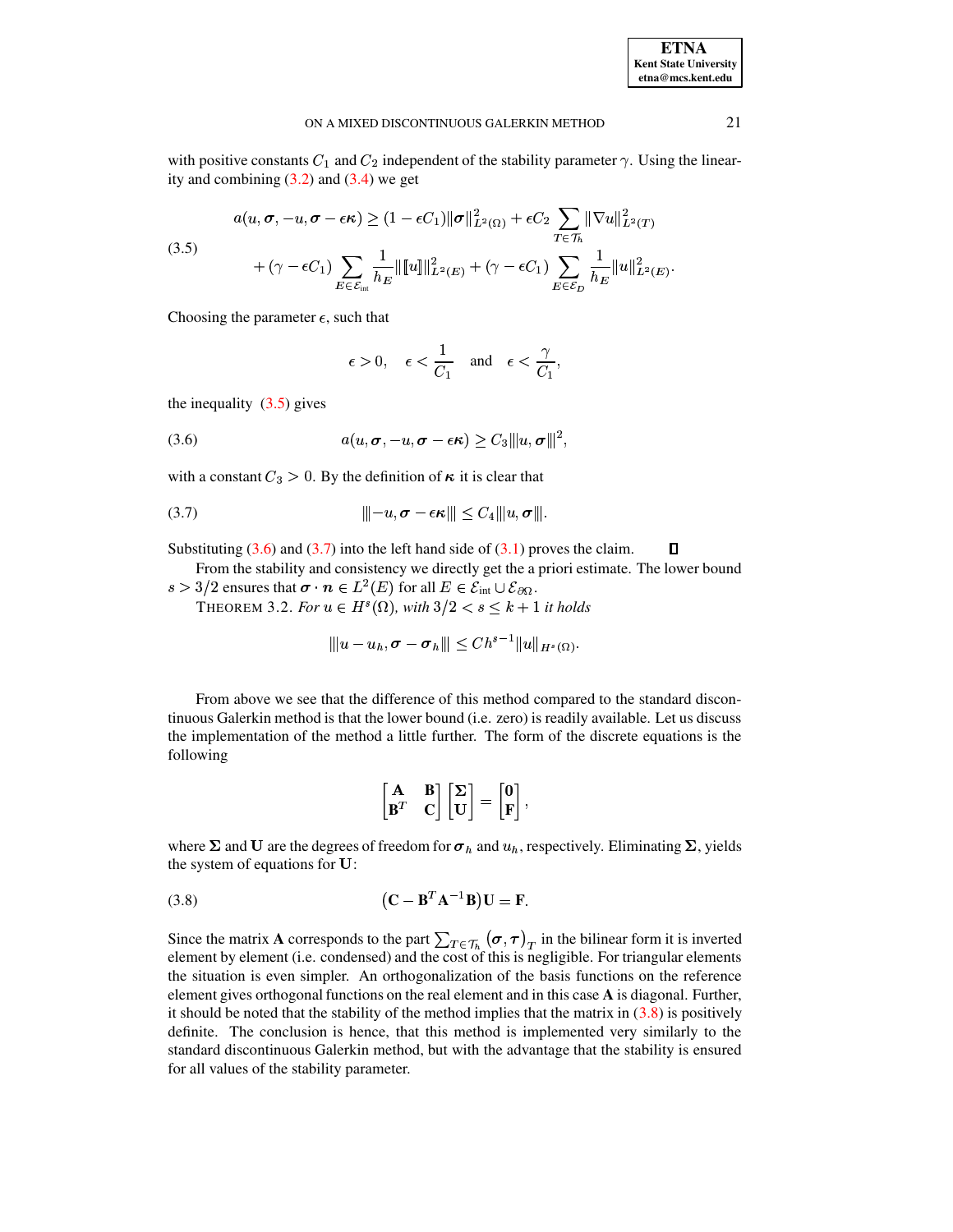with positive constants $C_1$ and $C_2$ independent of the stability parameter $\gamma$. Using the linearity and combining (3.2) and (3.4) we get

$$
\begin{aligned}
a(u, \boldsymbol{\sigma}, -u, \boldsymbol{\sigma} - \epsilon \boldsymbol{\kappa}) &\geq (1 - \epsilon C_1)\|\boldsymbol{\sigma}\|^2_{L^2(\Omega)} + \epsilon C_2 \sum_{T \in \mathcal{T}_h} \|\nabla u\|^2_{L^2(T)} \\
&\quad + (\gamma - \epsilon C_1) \sum_{E \in \mathcal{E}_{\text{int}}} \frac{1}{h_E} \|[\![ u ]\!]\|^2_{L^2(E)} + (\gamma - \epsilon C_1) \sum_{E \in \mathcal{E}_D} \frac{1}{h_E} \|u\|^2_{L^2(E)}.
\end{aligned} \tag{3.5}
$$

Choosing the parameter $\epsilon$, such that

$$
\epsilon > 0, \quad \epsilon < \frac{1}{C_1} \quad \text{and} \quad \epsilon < \frac{\gamma}{C_1},
$$

the inequality (3.5) gives

$$
a(u, \boldsymbol{\sigma}, -u, \boldsymbol{\sigma} - \epsilon \boldsymbol{\kappa}) \geq C_3 |\!|\!| u, \boldsymbol{\sigma} |\!|\!|^2, \tag{3.6}
$$

with a constant $C_3 > 0$. By the definition of $\boldsymbol{\kappa}$ it is clear that

$$
|\!|\!| -u, \boldsymbol{\sigma} - \epsilon \boldsymbol{\kappa} |\!|\!| \leq C_4 |\!|\!| u, \boldsymbol{\sigma} |\!|\!|. \tag{3.7}
$$

Substituting (3.6) and (3.7) into the left hand side of (3.1) proves the claim. ∎

From the stability and consistency we directly get the a priori estimate. The lower bound $s > 3/2$ ensures that $\boldsymbol{\sigma} \cdot \boldsymbol{n} \in L^2(E)$ for all $E \in \mathcal{E}_{\text{int}} \cup \mathcal{E}_{\partial\Omega}$.

THEOREM 3.2. *For $u \in H^s(\Omega)$, with $3/2 < s \leq k+1$ it holds*

$$
|\!|\!| u - u_h, \boldsymbol{\sigma} - \boldsymbol{\sigma}_h |\!|\!| \leq C h^{s-1} \|u\|_{H^s(\Omega)}.
$$

From above we see that the difference of this method compared to the standard discontinuous Galerkin method is that the lower bound (i.e. zero) is readily available. Let us discuss the implementation of the method a little further. The form of the discrete equations is the following

$$
\begin{bmatrix} \mathbf{A} & \mathbf{B} \\ \mathbf{B}^T & \mathbf{C} \end{bmatrix} \begin{bmatrix} \mathbf{\Sigma} \\ \mathbf{U} \end{bmatrix} = \begin{bmatrix} \mathbf{0} \\ \mathbf{F} \end{bmatrix},
$$

where $\mathbf{\Sigma}$ and $\mathbf{U}$ are the degrees of freedom for $\boldsymbol{\sigma}_h$ and $u_h$, respectively. Eliminating $\mathbf{\Sigma}$, yields the system of equations for $\mathbf{U}$:

$$
\left(\mathbf{C} - \mathbf{B}^T \mathbf{A}^{-1} \mathbf{B}\right) \mathbf{U} = \mathbf{F}. \tag{3.8}
$$

Since the matrix $\mathbf{A}$ corresponds to the part $\sum_{T \in \mathcal{T}_h} (\boldsymbol{\sigma}, \boldsymbol{\tau})_T$ in the bilinear form it is inverted element by element (i.e. condensed) and the cost of this is negligible. For triangular elements the situation is even simpler. An orthogonalization of the basis functions on the reference element gives orthogonal functions on the real element and in this case $\mathbf{A}$ is diagonal. Further, it should be noted that the stability of the method implies that the matrix in (3.8) is positively definite. The conclusion is hence, that this method is implemented very similarly to the standard discontinuous Galerkin method, but with the advantage that the stability is ensured for all values of the stability parameter.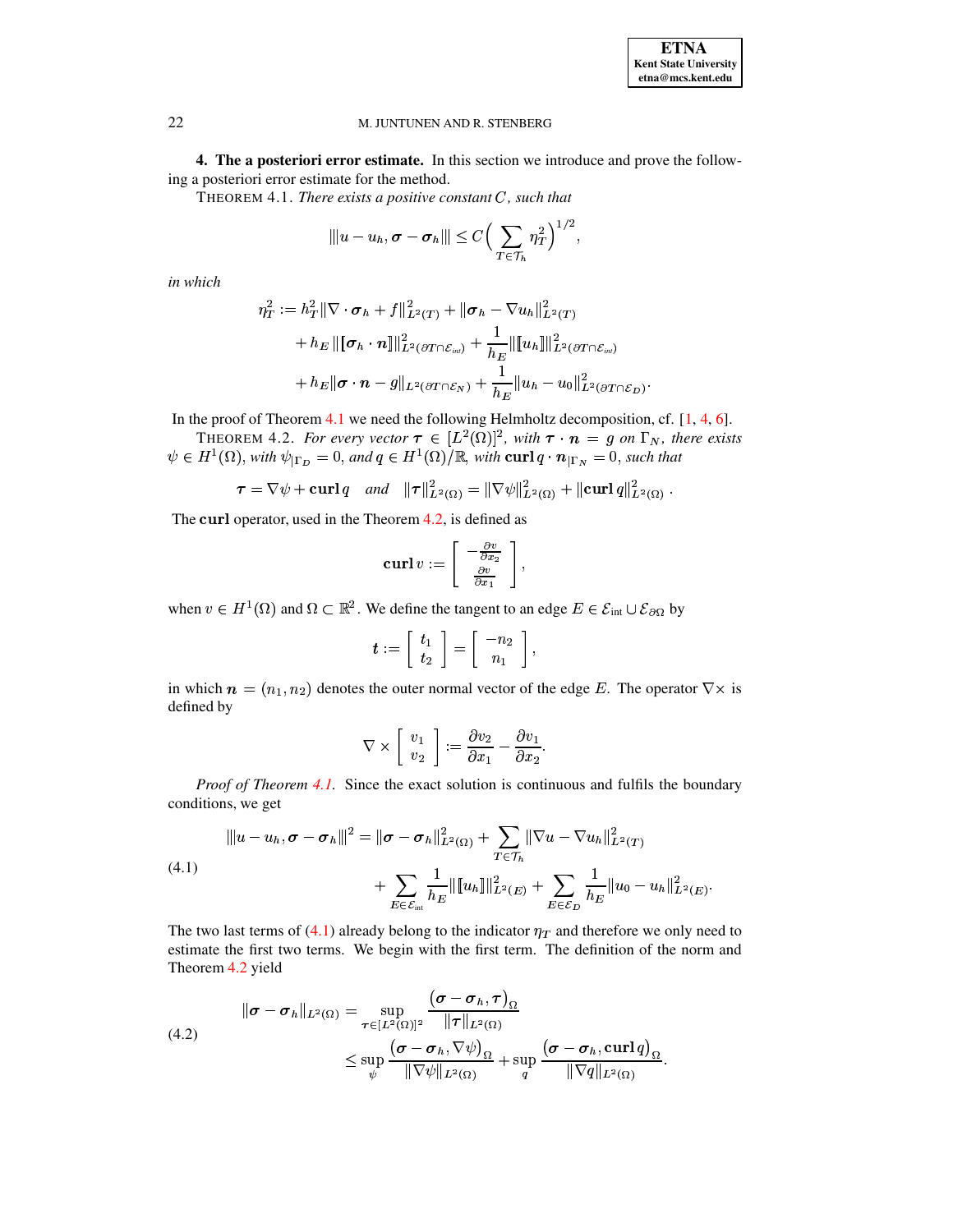**4. The a posteriori error estimate.** In this section we introduce and prove the following a posteriori error estimate for the method.

THEOREM 4.1. *There exists a positive constant $C$, such that*

$$|||u - u_h, \boldsymbol{\sigma} - \boldsymbol{\sigma}_h||| \leq C \Big( \sum_{T \in \mathcal{T}_h} \eta_T^2 \Big)^{1/2},$$

*in which*

$$\begin{aligned}
\eta_T^2 := & \, h_T^2 \|\nabla \cdot \boldsymbol{\sigma}_h + f\|_{L^2(T)}^2 + \|\boldsymbol{\sigma}_h - \nabla u_h\|_{L^2(T)}^2 \\
& + h_E \|[\![\boldsymbol{\sigma}_h \cdot \boldsymbol{n}]\!]\|_{L^2(\partial T \cap \mathcal{E}_{int})}^2 + \frac{1}{h_E} \|[\![u_h]\!]\|_{L^2(\partial T \cap \mathcal{E}_{int})}^2 \\
& + h_E \|\boldsymbol{\sigma} \cdot \boldsymbol{n} - g\|_{L^2(\partial T \cap \mathcal{E}_N)} + \frac{1}{h_E} \|u_h - u_0\|_{L^2(\partial T \cap \mathcal{E}_D)}^2.
\end{aligned}$$

In the proof of Theorem 4.1 we need the following Helmholtz decomposition, cf. [1, 4, 6].

THEOREM 4.2. *For every vector $\boldsymbol{\tau} \in [L^2(\Omega)]^2$, with $\boldsymbol{\tau} \cdot \boldsymbol{n} = g$ on $\Gamma_N$, there exists $\psi \in H^1(\Omega)$, with $\psi_{|\Gamma_D} = 0$, and $q \in H^1(\Omega)/\mathbb{R}$, with $\mathbf{curl}\, q \cdot \boldsymbol{n}_{|\Gamma_N} = 0$, such that*

$$\boldsymbol{\tau} = \nabla \psi + \mathbf{curl}\, q \quad \textit{and} \quad \|\boldsymbol{\tau}\|_{L^2(\Omega)}^2 = \|\nabla \psi\|_{L^2(\Omega)}^2 + \|\mathbf{curl}\, q\|_{L^2(\Omega)}^2 .$$

The $\mathbf{curl}$ operator, used in the Theorem 4.2, is defined as

$$\mathbf{curl}\, v := \begin{bmatrix} -\frac{\partial v}{\partial x_2} \\ \frac{\partial v}{\partial x_1} \end{bmatrix},$$

when $v \in H^1(\Omega)$ and $\Omega \subset \mathbb{R}^2$. We define the tangent to an edge $E \in \mathcal{E}_{\text{int}} \cup \mathcal{E}_{\partial\Omega}$ by

$$\boldsymbol{t} := \begin{bmatrix} t_1 \\ t_2 \end{bmatrix} = \begin{bmatrix} -n_2 \\ n_1 \end{bmatrix},$$

in which $\boldsymbol{n} = (n_1, n_2)$ denotes the outer normal vector of the edge $E$. The operator $\nabla \times$ is defined by

$$\nabla \times \begin{bmatrix} v_1 \\ v_2 \end{bmatrix} := \frac{\partial v_2}{\partial x_1} - \frac{\partial v_1}{\partial x_2}.$$

*Proof of Theorem 4.1.* Since the exact solution is continuous and fulfils the boundary conditions, we get

$$\begin{aligned}
|||u - u_h, \boldsymbol{\sigma} - \boldsymbol{\sigma}_h|||^2 = & \, \|\boldsymbol{\sigma} - \boldsymbol{\sigma}_h\|_{L^2(\Omega)}^2 + \sum_{T \in \mathcal{T}_h} \|\nabla u - \nabla u_h\|_{L^2(T)}^2 \\
& + \sum_{E \in \mathcal{E}_{\text{int}}} \frac{1}{h_E} \|[\![u_h]\!]\|_{L^2(E)}^2 + \sum_{E \in \mathcal{E}_D} \frac{1}{h_E} \|u_0 - u_h\|_{L^2(E)}^2.
\end{aligned} \tag{4.1}$$

The two last terms of (4.1) already belong to the indicator $\eta_T$ and therefore we only need to estimate the first two terms. We begin with the first term. The definition of the norm and Theorem 4.2 yield

$$\begin{aligned}
\|\boldsymbol{\sigma} - \boldsymbol{\sigma}_h\|_{L^2(\Omega)} = & \sup_{\boldsymbol{\tau} \in [L^2(\Omega)]^2} \frac{\big(\boldsymbol{\sigma} - \boldsymbol{\sigma}_h, \boldsymbol{\tau}\big)_\Omega}{\|\boldsymbol{\tau}\|_{L^2(\Omega)}} \\
\leq & \sup_{\psi} \frac{\big(\boldsymbol{\sigma} - \boldsymbol{\sigma}_h, \nabla \psi\big)_\Omega}{\|\nabla \psi\|_{L^2(\Omega)}} + \sup_{q} \frac{\big(\boldsymbol{\sigma} - \boldsymbol{\sigma}_h, \mathbf{curl}\, q\big)_\Omega}{\|\nabla q\|_{L^2(\Omega)}}.
\end{aligned} \tag{4.2}$$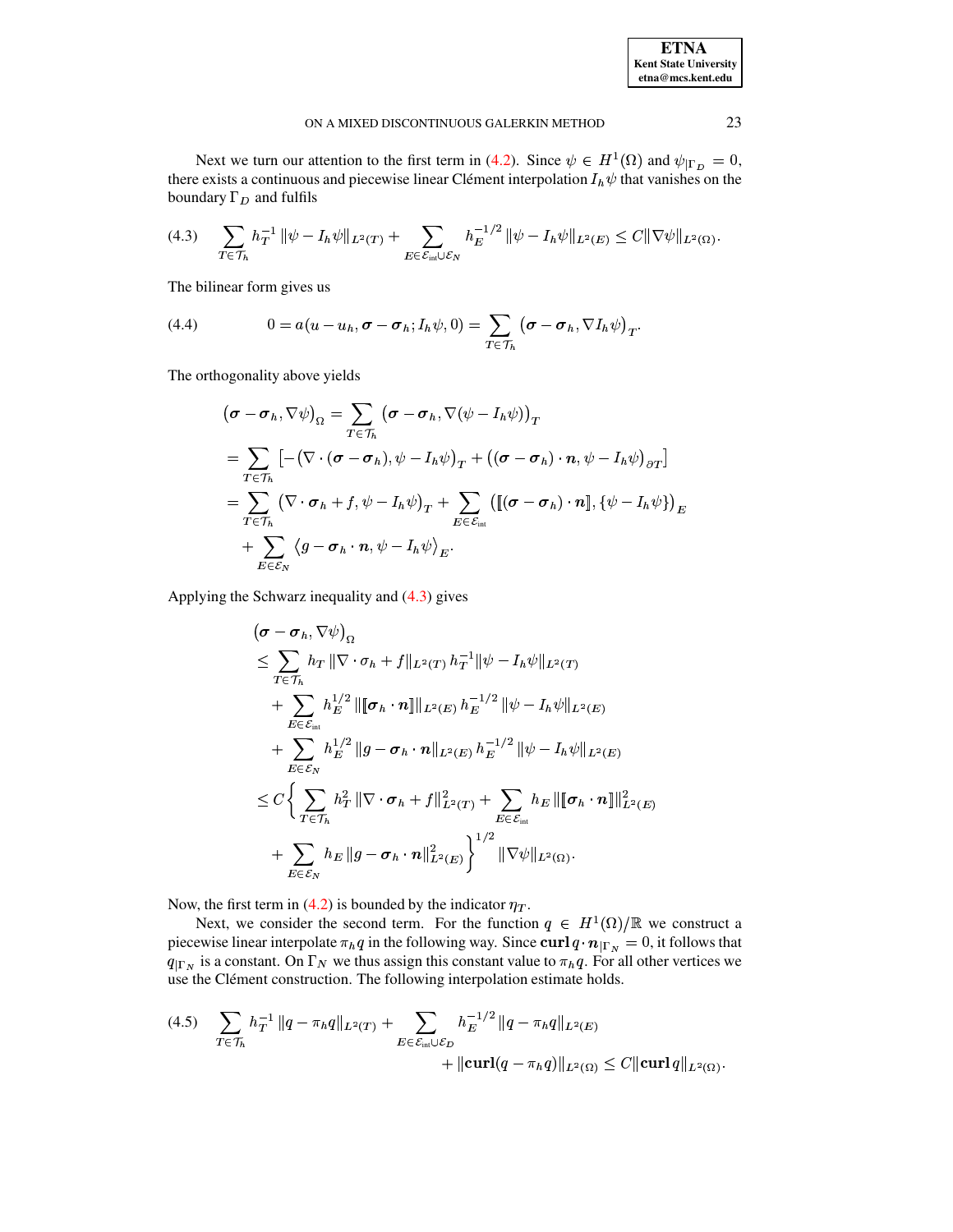Next we turn our attention to the first term in (4.2). Since $\psi \in H^1(\Omega)$ and $\psi_{|\Gamma_D} = 0$, there exists a continuous and piecewise linear Clément interpolation $I_h\psi$ that vanishes on the boundary $\Gamma_D$ and fulfils

$$\sum_{T\in\mathcal{T}_h} h_T^{-1}\,\|\psi - I_h\psi\|_{L^2(T)} + \sum_{E\in\mathcal{E}_{\text{int}}\cup\mathcal{E}_N} h_E^{-1/2}\,\|\psi - I_h\psi\|_{L^2(E)} \le C\|\nabla\psi\|_{L^2(\Omega)}. \tag{4.3}$$

The bilinear form gives us

$$0 = a(u-u_h, \boldsymbol{\sigma}-\boldsymbol{\sigma}_h; I_h\psi, 0) = \sum_{T\in\mathcal{T}_h}\big(\boldsymbol{\sigma}-\boldsymbol{\sigma}_h, \nabla I_h\psi\big)_T. \tag{4.4}$$

The orthogonality above yields

$$\begin{aligned}
\big(\boldsymbol{\sigma}-\boldsymbol{\sigma}_h, \nabla\psi\big)_\Omega &= \sum_{T\in\mathcal{T}_h}\big(\boldsymbol{\sigma}-\boldsymbol{\sigma}_h, \nabla(\psi - I_h\psi)\big)_T \\
&= \sum_{T\in\mathcal{T}_h}\big[-\big(\nabla\cdot(\boldsymbol{\sigma}-\boldsymbol{\sigma}_h), \psi - I_h\psi\big)_T + \big((\boldsymbol{\sigma}-\boldsymbol{\sigma}_h)\cdot\boldsymbol{n}, \psi - I_h\psi\big)_{\partial T}\big] \\
&= \sum_{T\in\mathcal{T}_h}\big(\nabla\cdot\boldsymbol{\sigma}_h + f, \psi - I_h\psi\big)_T + \sum_{E\in\mathcal{E}_{\text{int}}}\big([\![(\boldsymbol{\sigma}-\boldsymbol{\sigma}_h)\cdot\boldsymbol{n}]\!], \{\psi - I_h\psi\}\big)_E \\
&\quad + \sum_{E\in\mathcal{E}_N}\big\langle g - \boldsymbol{\sigma}_h\cdot\boldsymbol{n}, \psi - I_h\psi\big\rangle_E.
\end{aligned}$$

Applying the Schwarz inequality and (4.3) gives

$$\begin{aligned}
&\big(\boldsymbol{\sigma}-\boldsymbol{\sigma}_h, \nabla\psi\big)_\Omega \\
&\le \sum_{T\in\mathcal{T}_h} h_T\,\|\nabla\cdot\sigma_h + f\|_{L^2(T)}\, h_T^{-1}\|\psi - I_h\psi\|_{L^2(T)} \\
&\quad + \sum_{E\in\mathcal{E}_{\text{int}}} h_E^{1/2}\,\|[\![\boldsymbol{\sigma}_h\cdot\boldsymbol{n}]\!]\|_{L^2(E)}\, h_E^{-1/2}\,\|\psi - I_h\psi\|_{L^2(E)} \\
&\quad + \sum_{E\in\mathcal{E}_N} h_E^{1/2}\,\|g - \boldsymbol{\sigma}_h\cdot\boldsymbol{n}\|_{L^2(E)}\, h_E^{-1/2}\,\|\psi - I_h\psi\|_{L^2(E)} \\
&\le C\Big\{\sum_{T\in\mathcal{T}_h} h_T^2\,\|\nabla\cdot\boldsymbol{\sigma}_h + f\|_{L^2(T)}^2 + \sum_{E\in\mathcal{E}_{\text{int}}} h_E\,\|[\![\boldsymbol{\sigma}_h\cdot\boldsymbol{n}]\!]\|_{L^2(E)}^2 \\
&\quad + \sum_{E\in\mathcal{E}_N} h_E\,\|g - \boldsymbol{\sigma}_h\cdot\boldsymbol{n}\|_{L^2(E)}^2\Big\}^{1/2}\|\nabla\psi\|_{L^2(\Omega)}.
\end{aligned}$$

Now, the first term in (4.2) is bounded by the indicator $\eta_T$.

Next, we consider the second term. For the function $q \in H^1(\Omega)/\mathbb{R}$ we construct a piecewise linear interpolate $\pi_h q$ in the following way. Since $\mathbf{curl}\,q\cdot\boldsymbol{n}_{|\Gamma_N} = 0$, it follows that $q_{|\Gamma_N}$ is a constant. On $\Gamma_N$ we thus assign this constant value to $\pi_h q$. For all other vertices we use the Clément construction. The following interpolation estimate holds.

$$\begin{aligned}
\sum_{T\in\mathcal{T}_h} h_T^{-1}\,\|q - \pi_h q\|_{L^2(T)} &+ \sum_{E\in\mathcal{E}_{\text{int}}\cup\mathcal{E}_D} h_E^{-1/2}\,\|q - \pi_h q\|_{L^2(E)} \\
&+ \|\mathbf{curl}(q - \pi_h q)\|_{L^2(\Omega)} \le C\|\mathbf{curl}\,q\|_{L^2(\Omega)}.
\end{aligned} \tag{4.5}$$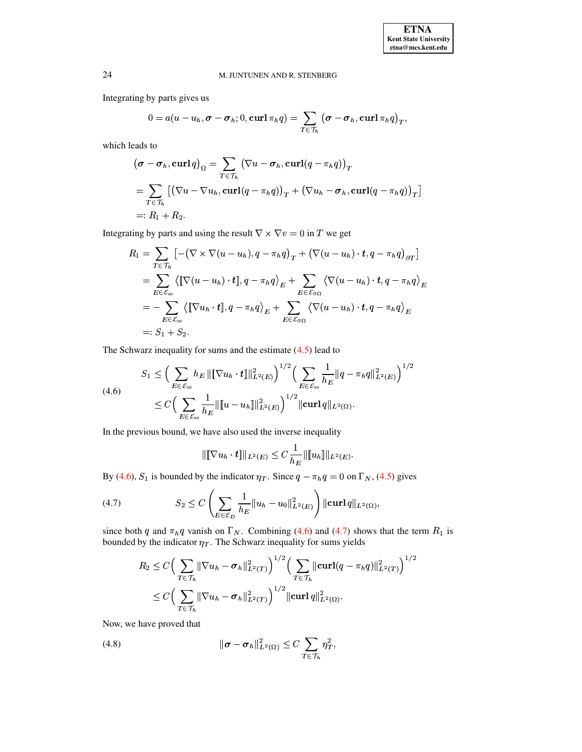Integrating by parts gives us

$$0 = a(u - u_h, \boldsymbol{\sigma} - \boldsymbol{\sigma}_h; 0, \mathbf{curl}\, \pi_h q) = \sum_{T \in \mathcal{T}_h} \left( \boldsymbol{\sigma} - \boldsymbol{\sigma}_h, \mathbf{curl}\, \pi_h q \right)_T,$$

which leads to

$$\begin{aligned}
\left( \boldsymbol{\sigma} - \boldsymbol{\sigma}_h, \mathbf{curl}\, q \right)_\Omega &= \sum_{T \in \mathcal{T}_h} \left( \nabla u - \boldsymbol{\sigma}_h, \mathbf{curl}(q - \pi_h q) \right)_T \\
&= \sum_{T \in \mathcal{T}_h} \left[ \left( \nabla u - \nabla u_h, \mathbf{curl}(q - \pi_h q) \right)_T + \left( \nabla u_h - \boldsymbol{\sigma}_h, \mathbf{curl}(q - \pi_h q) \right)_T \right] \\
&=: R_1 + R_2.
\end{aligned}$$

Integrating by parts and using the result $\nabla \times \nabla v = 0$ in $T$ we get

$$\begin{aligned}
R_1 &= \sum_{T \in \mathcal{T}_h} \left[ -\left( \nabla \times \nabla (u - u_h), q - \pi_h q \right)_T + \left( \nabla (u - u_h) \cdot \boldsymbol{t}, q - \pi_h q \right)_{\partial T} \right] \\
&= \sum_{E \in \mathcal{E}_{\text{int}}} \left\langle [\![ \nabla (u - u_h) \cdot \boldsymbol{t} ]\!], q - \pi_h q \right\rangle_E + \sum_{E \in \mathcal{E}_{\partial \Omega}} \left\langle \nabla (u - u_h) \cdot \boldsymbol{t}, q - \pi_h q \right\rangle_E \\
&= - \sum_{E \in \mathcal{E}_{\text{int}}} \left\langle [\![ \nabla u_h \cdot \boldsymbol{t} ]\!], q - \pi_h q \right\rangle_E + \sum_{E \in \mathcal{E}_{\partial \Omega}} \left\langle \nabla (u - u_h) \cdot \boldsymbol{t}, q - \pi_h q \right\rangle_E \\
&=: S_1 + S_2.
\end{aligned}$$

The Schwarz inequality for sums and the estimate (4.5) lead to

$$\begin{aligned}
S_1 &\leq \Big( \sum_{E \in \mathcal{E}_{\text{int}}} h_E \, \| [\![ \nabla u_h \cdot \boldsymbol{t} ]\!] \|^2_{L^2(E)} \Big)^{1/2} \Big( \sum_{E \in \mathcal{E}_{\text{int}}} \frac{1}{h_E} \| q - \pi_h q \|^2_{L^2(E)} \Big)^{1/2} \\
&\leq C \Big( \sum_{E \in \mathcal{E}_{\text{int}}} \frac{1}{h_E} \| [\![ u - u_h ]\!] \|^2_{L^2(E)} \Big)^{1/2} \| \mathbf{curl}\, q \|_{L^2(\Omega)}.
\end{aligned} \tag{4.6}$$

In the previous bound, we have also used the inverse inequality

$$\| [\![ \nabla u_h \cdot \boldsymbol{t} ]\!] \|_{L^2(E)} \leq C \frac{1}{h_E} \| [\![ u_h ]\!] \|_{L^2(E)}.$$

By (4.6), $S_1$ is bounded by the indicator $\eta_T$. Since $q - \pi_h q = 0$ on $\Gamma_N$, (4.5) gives

$$S_2 \leq C \left( \sum_{E \in \mathcal{E}_D} \frac{1}{h_E} \| u_h - u_0 \|^2_{L^2(E)} \right) \| \mathbf{curl}\, q \|_{L^2(\Omega)}, \tag{4.7}$$

since both $q$ and $\pi_h q$ vanish on $\Gamma_N$. Combining (4.6) and (4.7) shows that the term $R_1$ is bounded by the indicator $\eta_T$. The Schwarz inequality for sums yields

$$\begin{aligned}
R_2 &\leq C \Big( \sum_{T \in \mathcal{T}_h} \| \nabla u_h - \boldsymbol{\sigma}_h \|^2_{L^2(T)} \Big)^{1/2} \Big( \sum_{T \in \mathcal{T}_h} \| \mathbf{curl}(q - \pi_h q) \|^2_{L^2(T)} \Big)^{1/2} \\
&\leq C \Big( \sum_{T \in \mathcal{T}_h} \| \nabla u_h - \boldsymbol{\sigma}_h \|^2_{L^2(T)} \Big)^{1/2} \| \mathbf{curl}\, q \|^2_{L^2(\Omega)}.
\end{aligned}$$

Now, we have proved that

$$\| \boldsymbol{\sigma} - \boldsymbol{\sigma}_h \|^2_{L^2(\Omega)} \leq C \sum_{T \in \mathcal{T}_h} \eta_T^2, \tag{4.8}$$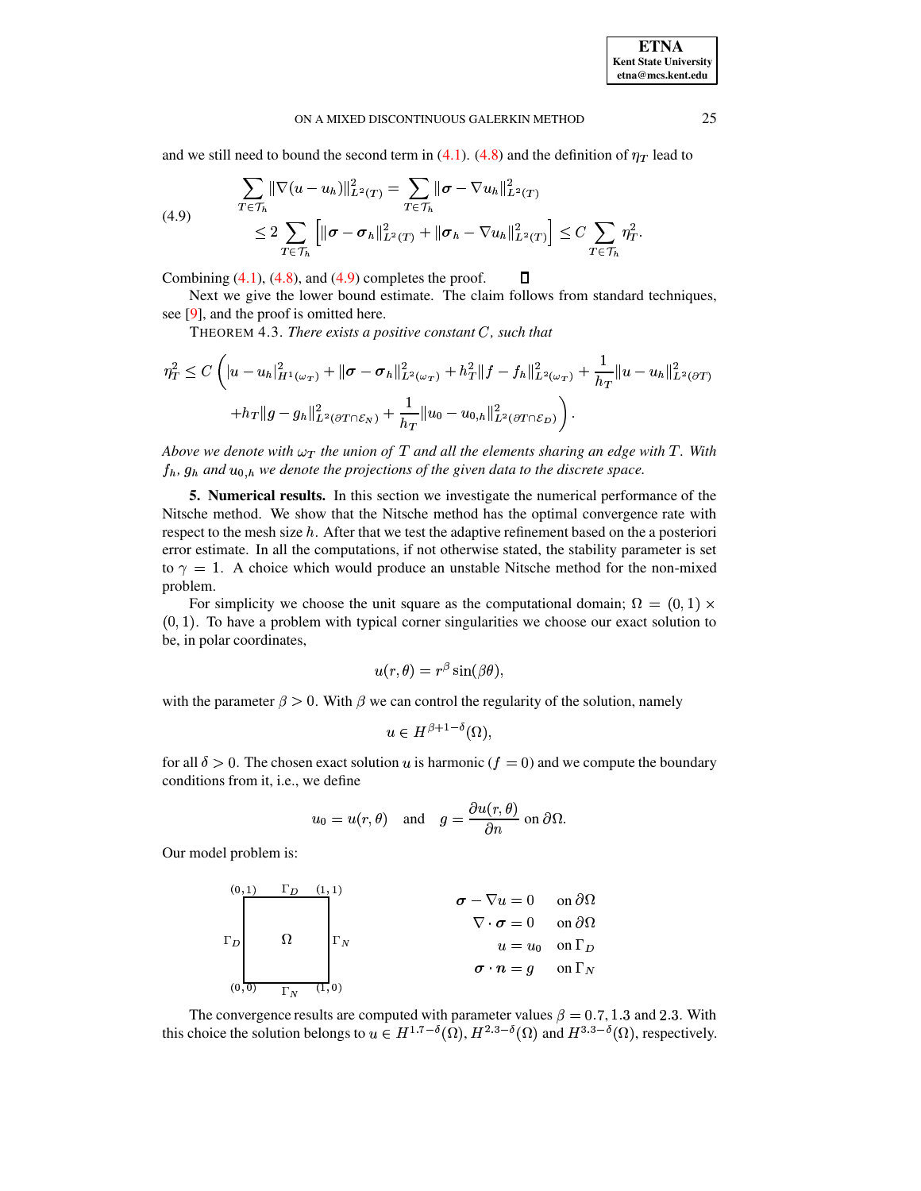and we still need to bound the second term in (4.1). (4.8) and the definition of $\eta_T$ lead to

$$
\begin{aligned}
\sum_{T\in\mathcal{T}_h} \|\nabla(u-u_h)\|^2_{L^2(T)} &= \sum_{T\in\mathcal{T}_h} \|\boldsymbol{\sigma} - \nabla u_h\|^2_{L^2(T)} \\
&\leq 2\sum_{T\in\mathcal{T}_h}\left[\|\boldsymbol{\sigma}-\boldsymbol{\sigma}_h\|^2_{L^2(T)} + \|\boldsymbol{\sigma}_h - \nabla u_h\|^2_{L^2(T)}\right] \leq C\sum_{T\in\mathcal{T}_h}\eta_T^2.
\end{aligned}
\tag{4.9}
$$

Combining (4.1), (4.8), and (4.9) completes the proof. ∎

Next we give the lower bound estimate. The claim follows from standard techniques, see [9], and the proof is omitted here.

THEOREM 4.3. *There exists a positive constant $C$, such that*

$$
\begin{aligned}
\eta_T^2 \leq C\Bigg(&|u-u_h|^2_{H^1(\omega_T)} + \|\boldsymbol{\sigma}-\boldsymbol{\sigma}_h\|^2_{L^2(\omega_T)} + h_T^2\|f-f_h\|^2_{L^2(\omega_T)} + \frac{1}{h_T}\|u-u_h\|^2_{L^2(\partial T)} \\
&+ h_T\|g-g_h\|^2_{L^2(\partial T\cap\mathcal{E}_N)} + \frac{1}{h_T}\|u_0-u_{0,h}\|^2_{L^2(\partial T\cap\mathcal{E}_D)}\Bigg).
\end{aligned}
$$

*Above we denote with $\omega_T$ the union of $T$ and all the elements sharing an edge with $T$. With $f_h$, $g_h$ and $u_{0,h}$ we denote the projections of the given data to the discrete space.*

**5. Numerical results.** In this section we investigate the numerical performance of the Nitsche method. We show that the Nitsche method has the optimal convergence rate with respect to the mesh size $h$. After that we test the adaptive refinement based on the a posteriori error estimate. In all the computations, if not otherwise stated, the stability parameter is set to $\gamma = 1$. A choice which would produce an unstable Nitsche method for the non-mixed problem.

For simplicity we choose the unit square as the computational domain; $\Omega = (0,1)\times(0,1)$. To have a problem with typical corner singularities we choose our exact solution to be, in polar coordinates,

$$
u(r,\theta) = r^\beta \sin(\beta\theta),
$$

with the parameter $\beta > 0$. With $\beta$ we can control the regularity of the solution, namely

$$
u \in H^{\beta+1-\delta}(\Omega),
$$

for all $\delta > 0$. The chosen exact solution $u$ is harmonic ($f = 0$) and we compute the boundary conditions from it, i.e., we define

$$
u_0 = u(r,\theta) \quad \text{and} \quad g = \frac{\partial u(r,\theta)}{\partial n} \text{ on } \partial\Omega.
$$

Our model problem is:

Domain $\Omega$ with corners $(0,0)$, $(1,0)$, $(1,1)$, $(0,1)$; top and left edges: $\Gamma_D$; bottom and right edges: $\Gamma_N$.

$$
\begin{aligned}
\boldsymbol{\sigma} - \nabla u &= 0 && \text{on } \partial\Omega \\
\nabla\cdot\boldsymbol{\sigma} &= 0 && \text{on } \partial\Omega \\
u &= u_0 && \text{on } \Gamma_D \\
\boldsymbol{\sigma}\cdot\boldsymbol{n} &= g && \text{on } \Gamma_N
\end{aligned}
$$

The convergence results are computed with parameter values $\beta = 0.7, 1.3$ and $2.3$. With this choice the solution belongs to $u \in H^{1.7-\delta}(\Omega)$, $H^{2.3-\delta}(\Omega)$ and $H^{3.3-\delta}(\Omega)$, respectively.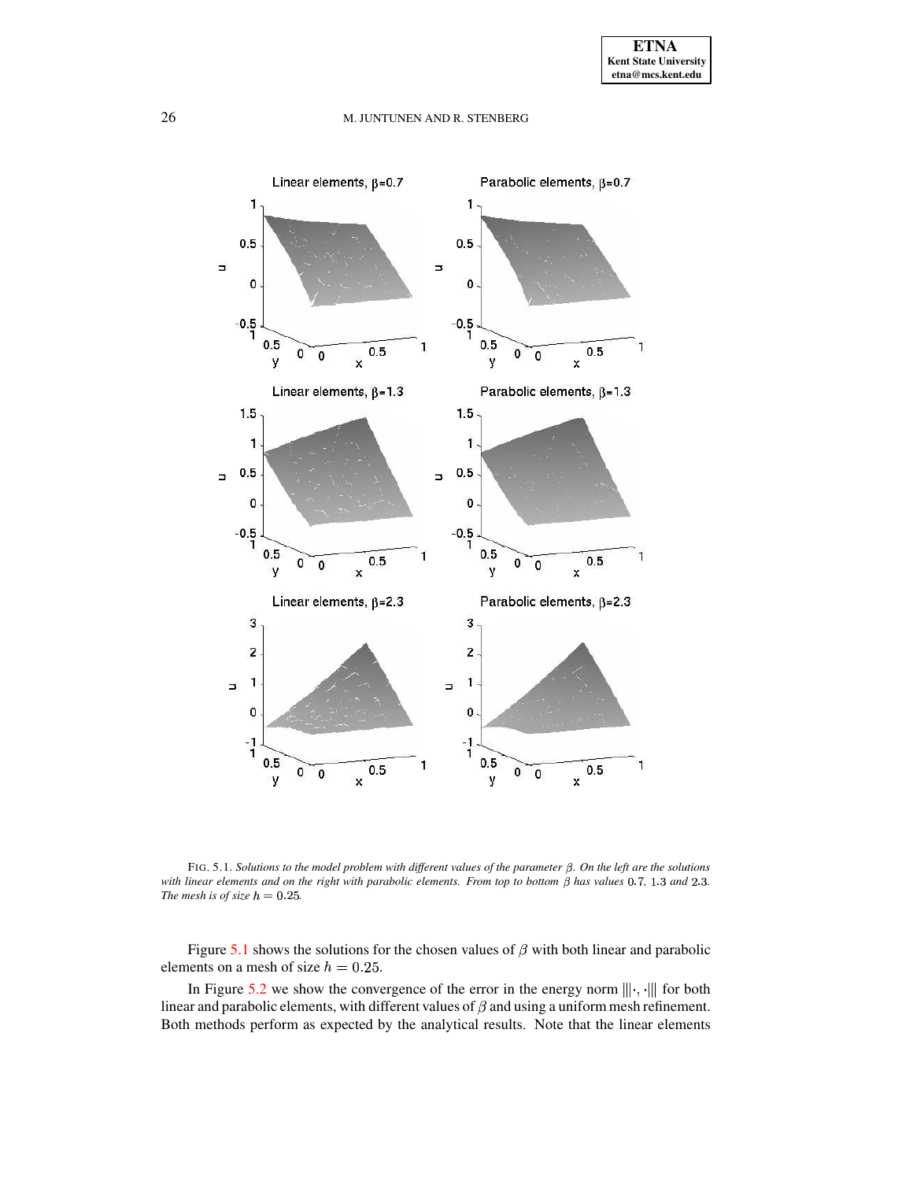FIG. 5.1. *Solutions to the model problem with different values of the parameter $\beta$. On the left are the solutions with linear elements and on the right with parabolic elements. From top to bottom $\beta$ has values $0.7$, $1.3$ and $2.3$. The mesh is of size $h = 0.25$.*

Figure 5.1 shows the solutions for the chosen values of $\beta$ with both linear and parabolic elements on a mesh of size $h = 0.25$.

In Figure 5.2 we show the convergence of the error in the energy norm $|||\cdot, \cdot|||$ for both linear and parabolic elements, with different values of $\beta$ and using a uniform mesh refinement. Both methods perform as expected by the analytical results. Note that the linear elements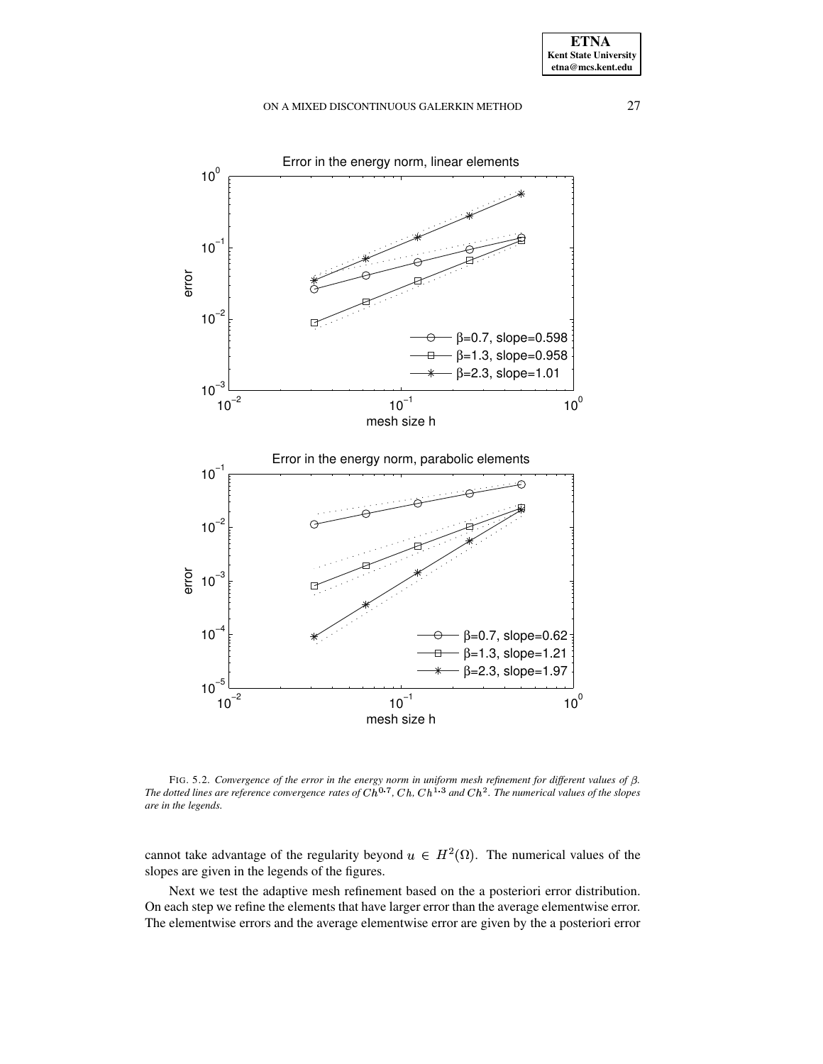FIG. 5.2. *Convergence of the error in the energy norm in uniform mesh refinement for different values of $\beta$. The dotted lines are reference convergence rates of $Ch^{0.7}$, $Ch$, $Ch^{1.3}$ and $Ch^2$. The numerical values of the slopes are in the legends.*

cannot take advantage of the regularity beyond $u \in H^2(\Omega)$. The numerical values of the slopes are given in the legends of the figures.

Next we test the adaptive mesh refinement based on the a posteriori error distribution. On each step we refine the elements that have larger error than the average elementwise error. The elementwise errors and the average elementwise error are given by the a posteriori error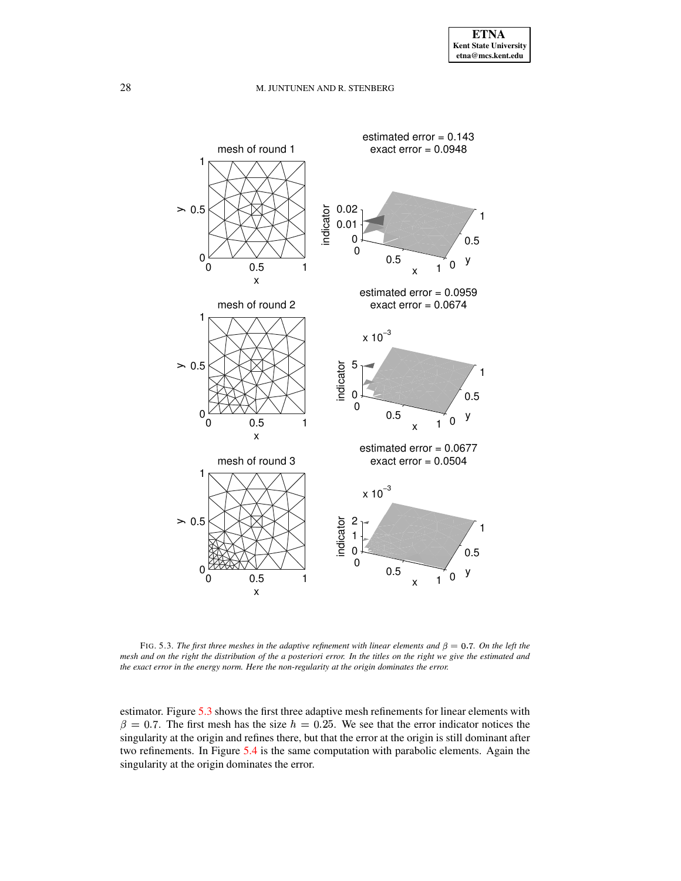FIG. 5.3. *The first three meshes in the adaptive refinement with linear elements and $\beta = 0.7$. On the left the mesh and on the right the distribution of the a posteriori error. In the titles on the right we give the estimated and the exact error in the energy norm. Here the non-regularity at the origin dominates the error.*

estimator. Figure 5.3 shows the first three adaptive mesh refinements for linear elements with $\beta = 0.7$. The first mesh has the size $h = 0.25$. We see that the error indicator notices the singularity at the origin and refines there, but that the error at the origin is still dominant after two refinements. In Figure 5.4 is the same computation with parabolic elements. Again the singularity at the origin dominates the error.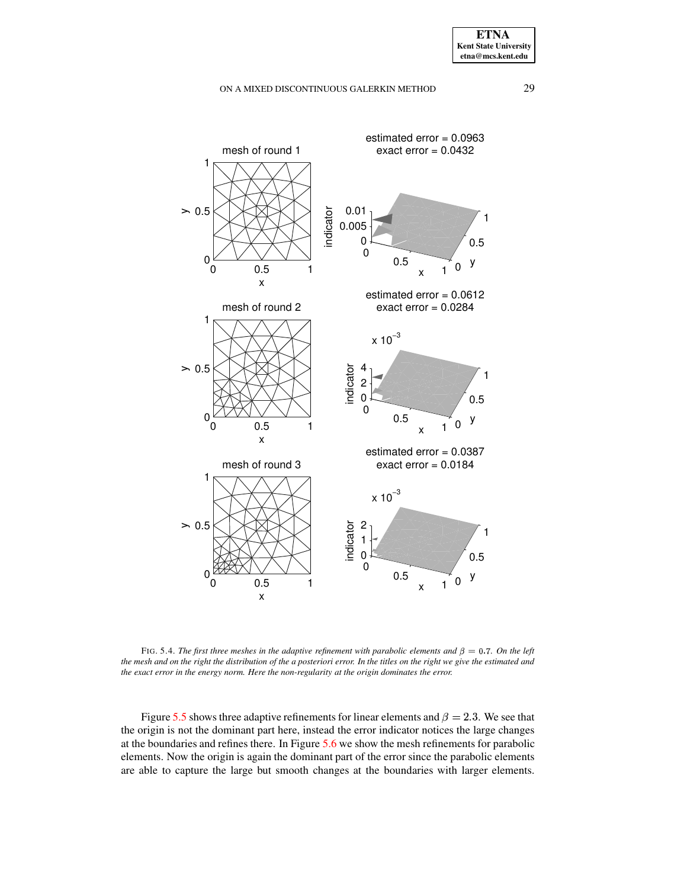FIG. 5.4. *The first three meshes in the adaptive refinement with parabolic elements and $\beta = 0.7$. On the left the mesh and on the right the distribution of the a posteriori error. In the titles on the right we give the estimated and the exact error in the energy norm. Here the non-regularity at the origin dominates the error.*

Figure 5.5 shows three adaptive refinements for linear elements and $\beta = 2.3$. We see that the origin is not the dominant part here, instead the error indicator notices the large changes at the boundaries and refines there. In Figure 5.6 we show the mesh refinements for parabolic elements. Now the origin is again the dominant part of the error since the parabolic elements are able to capture the large but smooth changes at the boundaries with larger elements.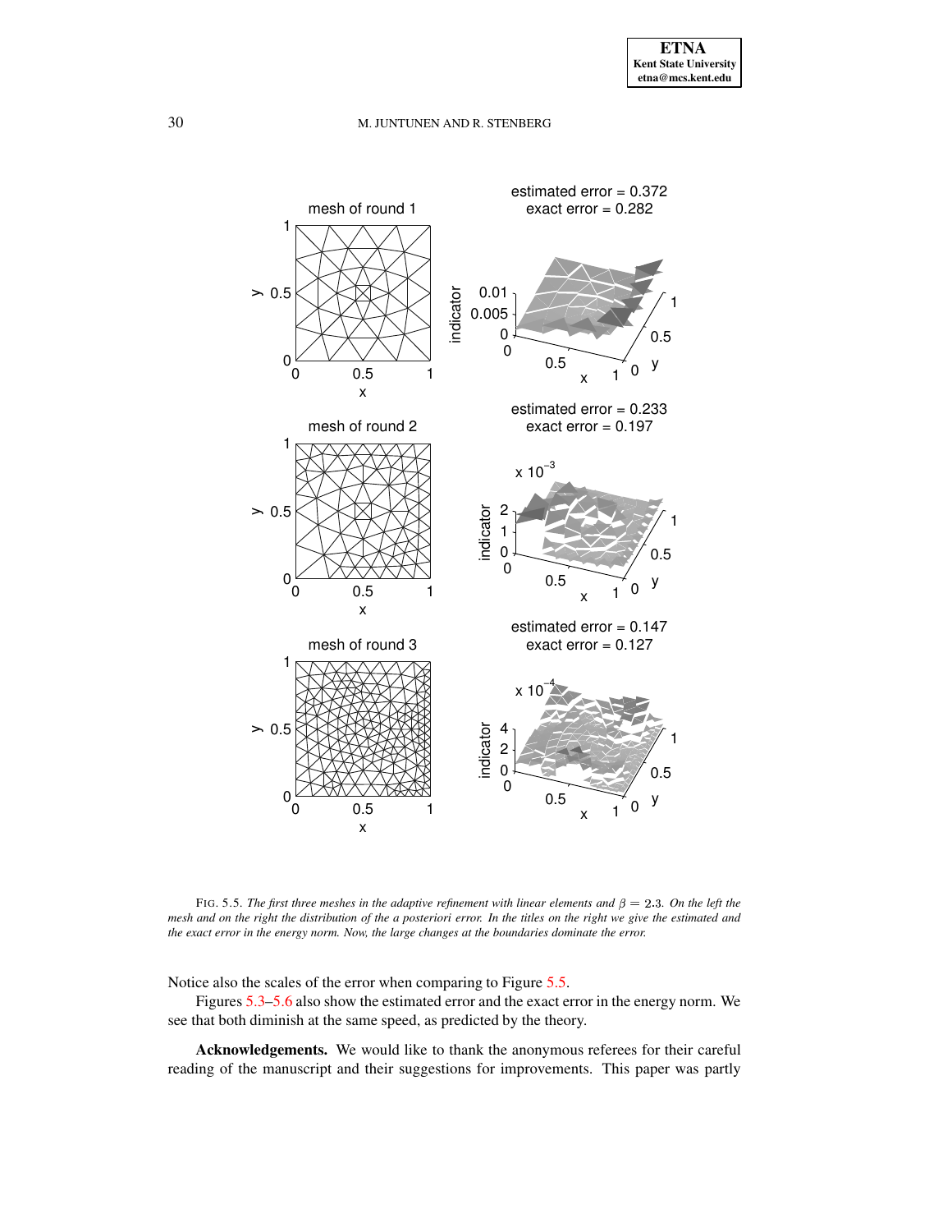FIG. 5.5. *The first three meshes in the adaptive refinement with linear elements and $\beta = 2.3$. On the left the mesh and on the right the distribution of the a posteriori error. In the titles on the right we give the estimated and the exact error in the energy norm. Now, the large changes at the boundaries dominate the error.*

Notice also the scales of the error when comparing to Figure 5.5.

Figures 5.3–5.6 also show the estimated error and the exact error in the energy norm. We see that both diminish at the same speed, as predicted by the theory.

**Acknowledgements.** We would like to thank the anonymous referees for their careful reading of the manuscript and their suggestions for improvements. This paper was partly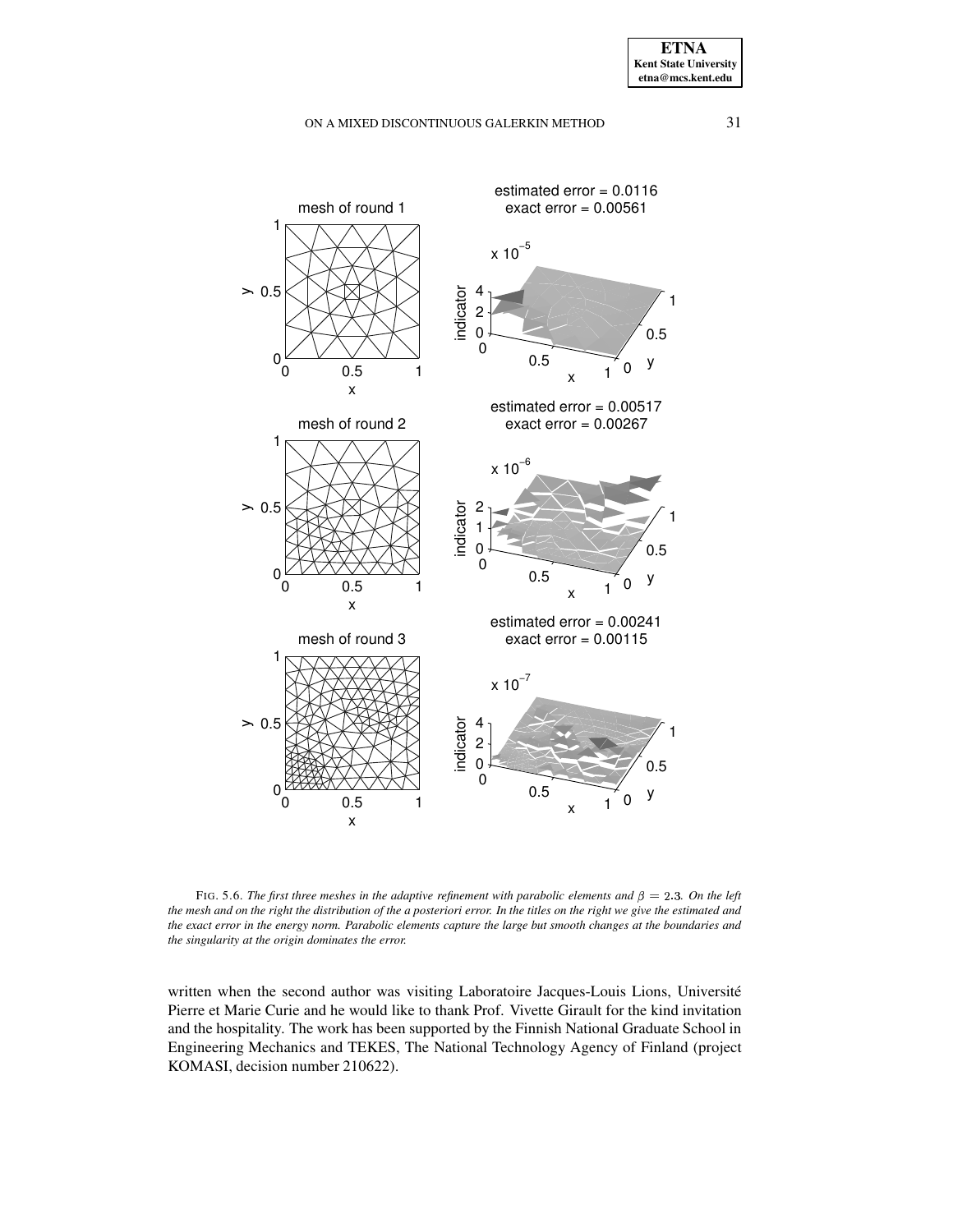FIG. 5.6. *The first three meshes in the adaptive refinement with parabolic elements and $\beta = 2.3$. On the left the mesh and on the right the distribution of the a posteriori error. In the titles on the right we give the estimated and the exact error in the energy norm. Parabolic elements capture the large but smooth changes at the boundaries and the singularity at the origin dominates the error.*

written when the second author was visiting Laboratoire Jacques-Louis Lions, Université Pierre et Marie Curie and he would like to thank Prof. Vivette Girault for the kind invitation and the hospitality. The work has been supported by the Finnish National Graduate School in Engineering Mechanics and TEKES, The National Technology Agency of Finland (project KOMASI, decision number 210622).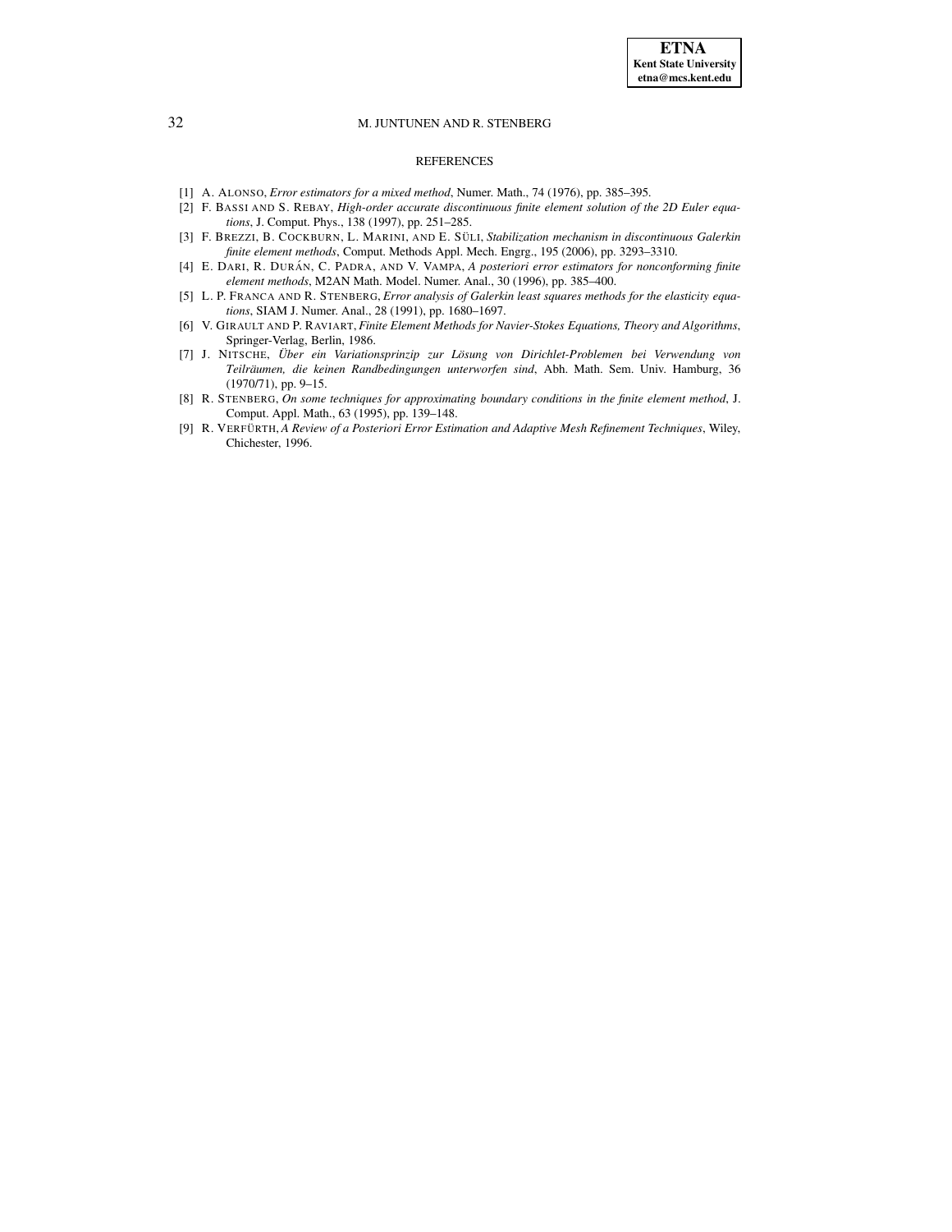## REFERENCES

[1] A. ALONSO, *Error estimators for a mixed method*, Numer. Math., 74 (1976), pp. 385–395.

[2] F. BASSI AND S. REBAY, *High-order accurate discontinuous finite element solution of the 2D Euler equations*, J. Comput. Phys., 138 (1997), pp. 251–285.

[3] F. BREZZI, B. COCKBURN, L. MARINI, AND E. SÜLI, *Stabilization mechanism in discontinuous Galerkin finite element methods*, Comput. Methods Appl. Mech. Engrg., 195 (2006), pp. 3293–3310.

[4] E. DARI, R. DURÁN, C. PADRA, AND V. VAMPA, *A posteriori error estimators for nonconforming finite element methods*, M2AN Math. Model. Numer. Anal., 30 (1996), pp. 385–400.

[5] L. P. FRANCA AND R. STENBERG, *Error analysis of Galerkin least squares methods for the elasticity equations*, SIAM J. Numer. Anal., 28 (1991), pp. 1680–1697.

[6] V. GIRAULT AND P. RAVIART, *Finite Element Methods for Navier-Stokes Equations, Theory and Algorithms*, Springer-Verlag, Berlin, 1986.

[7] J. NITSCHE, *Über ein Variationsprinzip zur Lösung von Dirichlet-Problemen bei Verwendung von Teilräumen, die keinen Randbedingungen unterworfen sind*, Abh. Math. Sem. Univ. Hamburg, 36 (1970/71), pp. 9–15.

[8] R. STENBERG, *On some techniques for approximating boundary conditions in the finite element method*, J. Comput. Appl. Math., 63 (1995), pp. 139–148.

[9] R. VERFÜRTH, *A Review of a Posteriori Error Estimation and Adaptive Mesh Refinement Techniques*, Wiley, Chichester, 1996.